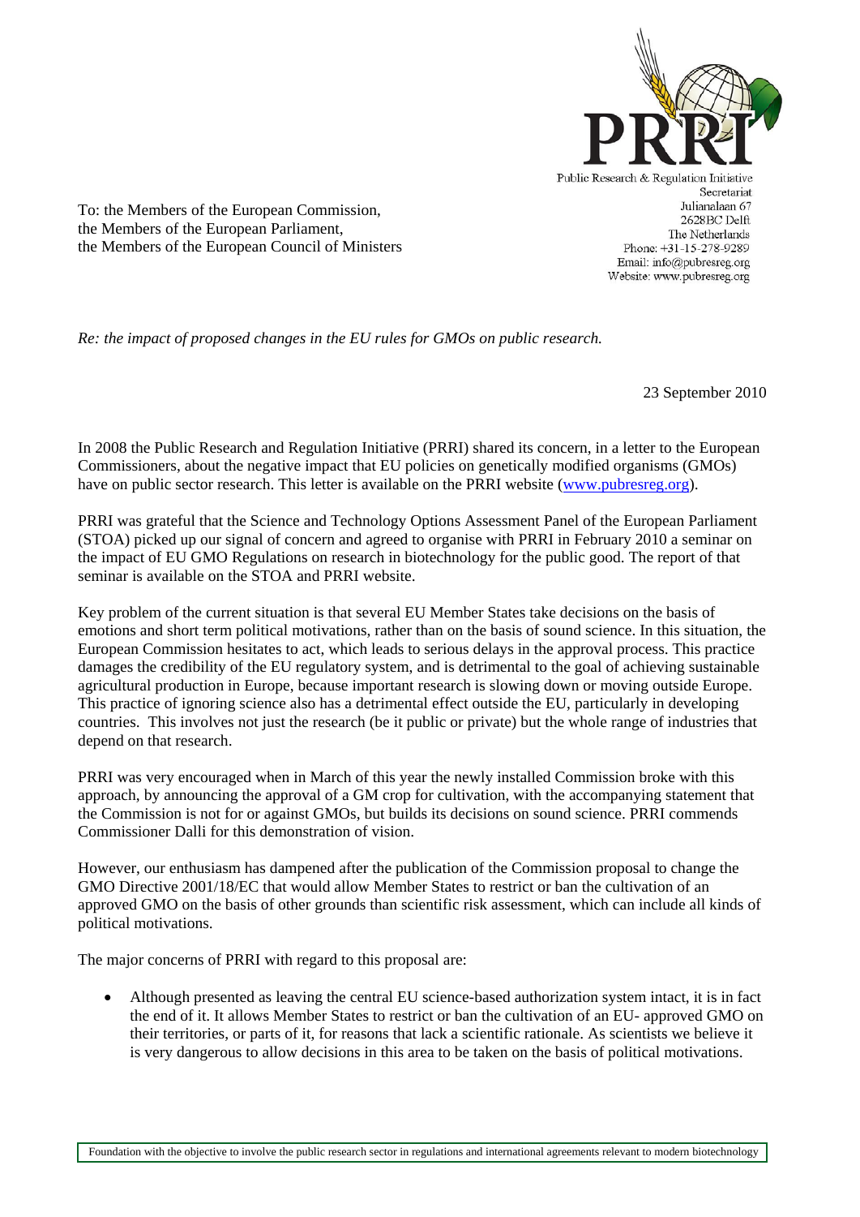Public Research & Regulation Initiative
Secretariat
Julianalaan 67
2628BC Delft
The Netherlands
Phone: +31-15-278-9289
Email: info@pubresreg.org
Website: www.pubresreg.org

To: the Members of the European Commission,
the Members of the European Parliament,
the Members of the European Council of Ministers

*Re: the impact of proposed changes in the EU rules for GMOs on public research.*

23 September 2010

In 2008 the Public Research and Regulation Initiative (PRRI) shared its concern, in a letter to the European Commissioners, about the negative impact that EU policies on genetically modified organisms (GMOs) have on public sector research. This letter is available on the PRRI website (www.pubresreg.org).

PRRI was grateful that the Science and Technology Options Assessment Panel of the European Parliament (STOA) picked up our signal of concern and agreed to organise with PRRI in February 2010 a seminar on the impact of EU GMO Regulations on research in biotechnology for the public good. The report of that seminar is available on the STOA and PRRI website.

Key problem of the current situation is that several EU Member States take decisions on the basis of emotions and short term political motivations, rather than on the basis of sound science. In this situation, the European Commission hesitates to act, which leads to serious delays in the approval process. This practice damages the credibility of the EU regulatory system, and is detrimental to the goal of achieving sustainable agricultural production in Europe, because important research is slowing down or moving outside Europe. This practice of ignoring science also has a detrimental effect outside the EU, particularly in developing countries. This involves not just the research (be it public or private) but the whole range of industries that depend on that research.

PRRI was very encouraged when in March of this year the newly installed Commission broke with this approach, by announcing the approval of a GM crop for cultivation, with the accompanying statement that the Commission is not for or against GMOs, but builds its decisions on sound science. PRRI commends Commissioner Dalli for this demonstration of vision.

However, our enthusiasm has dampened after the publication of the Commission proposal to change the GMO Directive 2001/18/EC that would allow Member States to restrict or ban the cultivation of an approved GMO on the basis of other grounds than scientific risk assessment, which can include all kinds of political motivations.

The major concerns of PRRI with regard to this proposal are:

- Although presented as leaving the central EU science-based authorization system intact, it is in fact the end of it. It allows Member States to restrict or ban the cultivation of an EU- approved GMO on their territories, or parts of it, for reasons that lack a scientific rationale. As scientists we believe it is very dangerous to allow decisions in this area to be taken on the basis of political motivations.

Foundation with the objective to involve the public research sector in regulations and international agreements relevant to modern biotechnology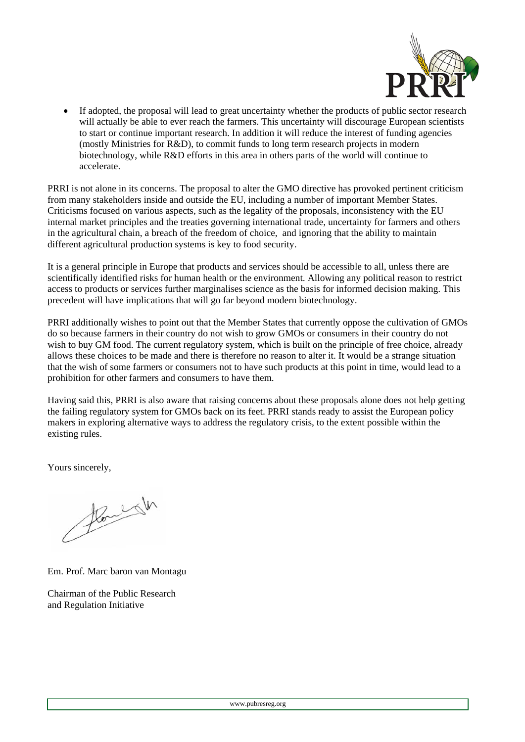- If adopted, the proposal will lead to great uncertainty whether the products of public sector research will actually be able to ever reach the farmers. This uncertainty will discourage European scientists to start or continue important research. In addition it will reduce the interest of funding agencies (mostly Ministries for R&D), to commit funds to long term research projects in modern biotechnology, while R&D efforts in this area in others parts of the world will continue to accelerate.

PRRI is not alone in its concerns. The proposal to alter the GMO directive has provoked pertinent criticism from many stakeholders inside and outside the EU, including a number of important Member States. Criticisms focused on various aspects, such as the legality of the proposals, inconsistency with the EU internal market principles and the treaties governing international trade, uncertainty for farmers and others in the agricultural chain, a breach of the freedom of choice, and ignoring that the ability to maintain different agricultural production systems is key to food security.

It is a general principle in Europe that products and services should be accessible to all, unless there are scientifically identified risks for human health or the environment. Allowing any political reason to restrict access to products or services further marginalises science as the basis for informed decision making. This precedent will have implications that will go far beyond modern biotechnology.

PRRI additionally wishes to point out that the Member States that currently oppose the cultivation of GMOs do so because farmers in their country do not wish to grow GMOs or consumers in their country do not wish to buy GM food. The current regulatory system, which is built on the principle of free choice, already allows these choices to be made and there is therefore no reason to alter it. It would be a strange situation that the wish of some farmers or consumers not to have such products at this point in time, would lead to a prohibition for other farmers and consumers to have them.

Having said this, PRRI is also aware that raising concerns about these proposals alone does not help getting the failing regulatory system for GMOs back on its feet. PRRI stands ready to assist the European policy makers in exploring alternative ways to address the regulatory crisis, to the extent possible within the existing rules.

Yours sincerely,

Em. Prof. Marc baron van Montagu

Chairman of the Public Research
and Regulation Initiative